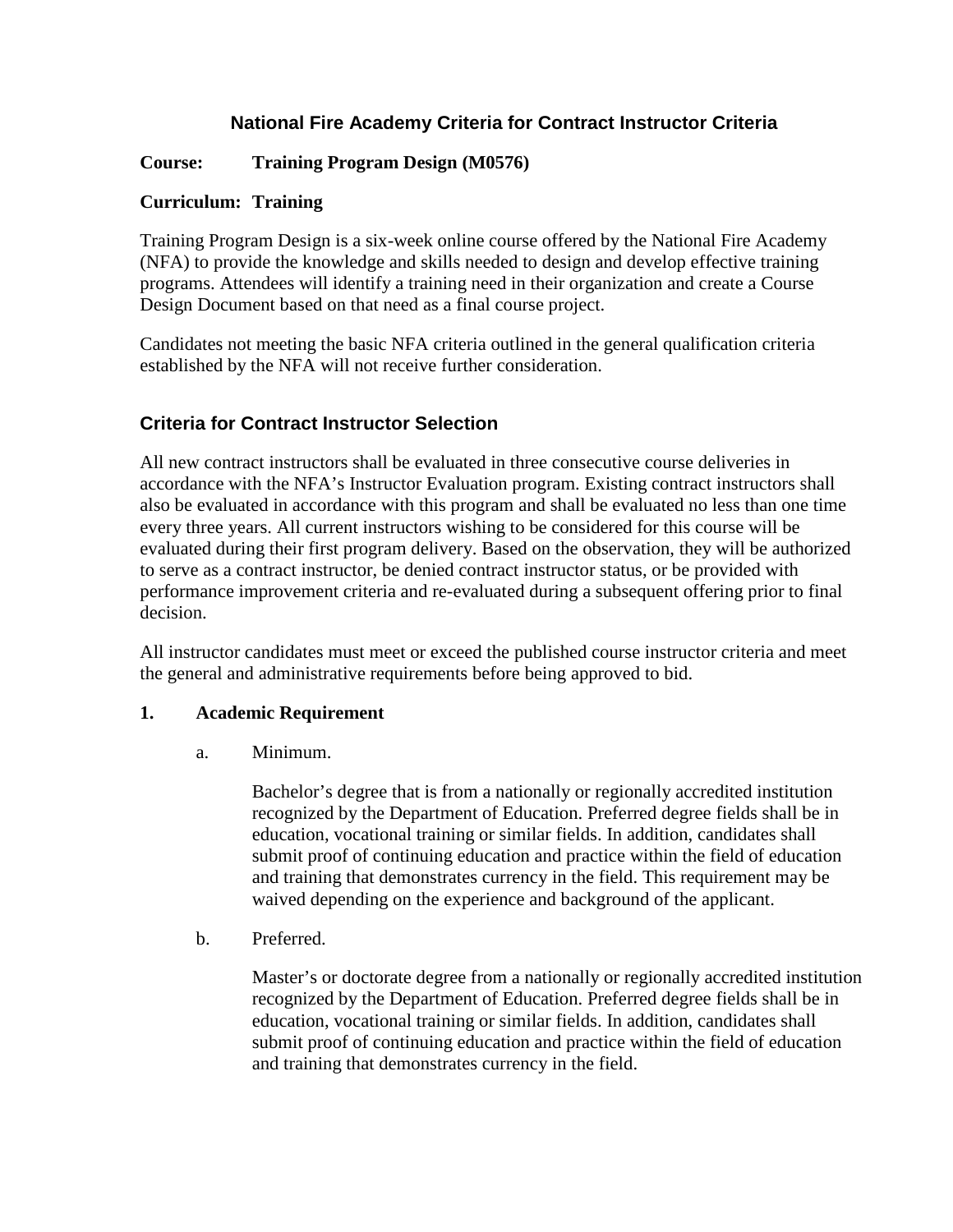# National Fire Academy Criteria for Contract Instructor Criteria

**Course: Training Program Design (M0576)**

**Curriculum: Training**

Training Program Design is a six-week online course offered by the National Fire Academy (NFA) to provide the knowledge and skills needed to design and develop effective training programs. Attendees will identify a training need in their organization and create a Course Design Document based on that need as a final course project.

Candidates not meeting the basic NFA criteria outlined in the general qualification criteria established by the NFA will not receive further consideration.

## Criteria for Contract Instructor Selection

All new contract instructors shall be evaluated in three consecutive course deliveries in accordance with the NFA's Instructor Evaluation program. Existing contract instructors shall also be evaluated in accordance with this program and shall be evaluated no less than one time every three years. All current instructors wishing to be considered for this course will be evaluated during their first program delivery. Based on the observation, they will be authorized to serve as a contract instructor, be denied contract instructor status, or be provided with performance improvement criteria and re-evaluated during a subsequent offering prior to final decision.

All instructor candidates must meet or exceed the published course instructor criteria and meet the general and administrative requirements before being approved to bid.

**1. Academic Requirement**

a. Minimum.

Bachelor's degree that is from a nationally or regionally accredited institution recognized by the Department of Education. Preferred degree fields shall be in education, vocational training or similar fields. In addition, candidates shall submit proof of continuing education and practice within the field of education and training that demonstrates currency in the field. This requirement may be waived depending on the experience and background of the applicant.

b. Preferred.

Master's or doctorate degree from a nationally or regionally accredited institution recognized by the Department of Education. Preferred degree fields shall be in education, vocational training or similar fields. In addition, candidates shall submit proof of continuing education and practice within the field of education and training that demonstrates currency in the field.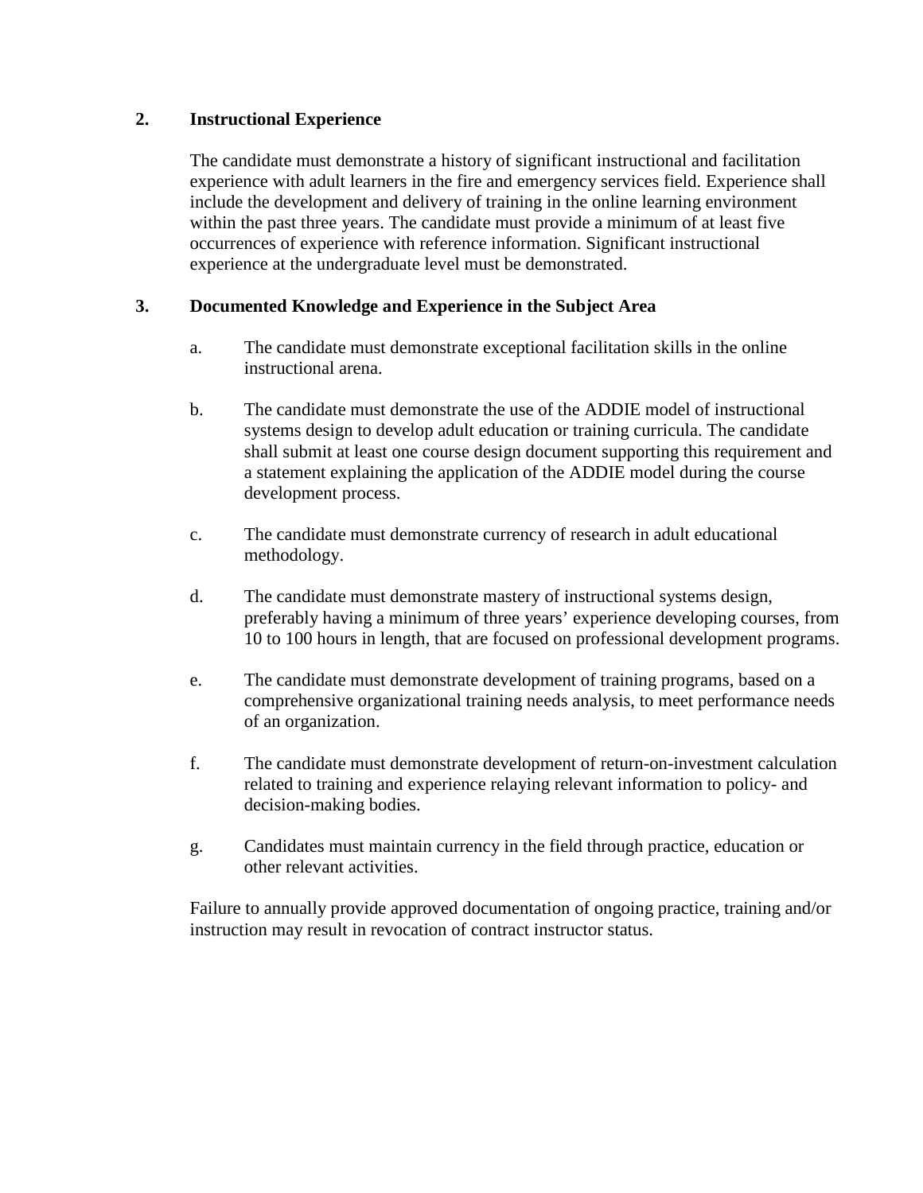## 2. Instructional Experience

The candidate must demonstrate a history of significant instructional and facilitation experience with adult learners in the fire and emergency services field. Experience shall include the development and delivery of training in the online learning environment within the past three years. The candidate must provide a minimum of at least five occurrences of experience with reference information. Significant instructional experience at the undergraduate level must be demonstrated.

## 3. Documented Knowledge and Experience in the Subject Area

a. The candidate must demonstrate exceptional facilitation skills in the online instructional arena.

b. The candidate must demonstrate the use of the ADDIE model of instructional systems design to develop adult education or training curricula. The candidate shall submit at least one course design document supporting this requirement and a statement explaining the application of the ADDIE model during the course development process.

c. The candidate must demonstrate currency of research in adult educational methodology.

d. The candidate must demonstrate mastery of instructional systems design, preferably having a minimum of three years' experience developing courses, from 10 to 100 hours in length, that are focused on professional development programs.

e. The candidate must demonstrate development of training programs, based on a comprehensive organizational training needs analysis, to meet performance needs of an organization.

f. The candidate must demonstrate development of return-on-investment calculation related to training and experience relaying relevant information to policy- and decision-making bodies.

g. Candidates must maintain currency in the field through practice, education or other relevant activities.

Failure to annually provide approved documentation of ongoing practice, training and/or instruction may result in revocation of contract instructor status.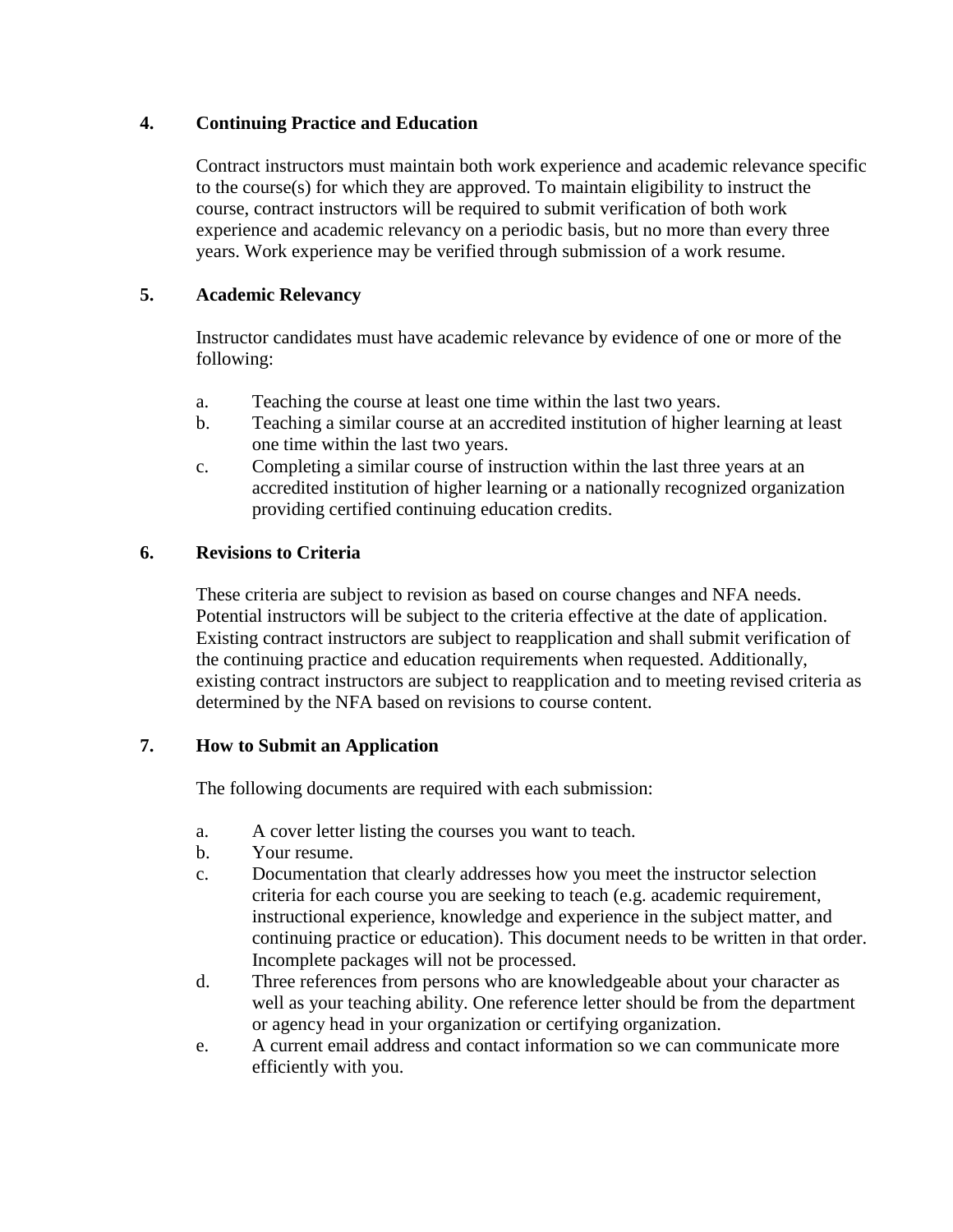## 4. Continuing Practice and Education

Contract instructors must maintain both work experience and academic relevance specific to the course(s) for which they are approved. To maintain eligibility to instruct the course, contract instructors will be required to submit verification of both work experience and academic relevancy on a periodic basis, but no more than every three years. Work experience may be verified through submission of a work resume.

## 5. Academic Relevancy

Instructor candidates must have academic relevance by evidence of one or more of the following:

a. Teaching the course at least one time within the last two years.
b. Teaching a similar course at an accredited institution of higher learning at least one time within the last two years.
c. Completing a similar course of instruction within the last three years at an accredited institution of higher learning or a nationally recognized organization providing certified continuing education credits.

## 6. Revisions to Criteria

These criteria are subject to revision as based on course changes and NFA needs. Potential instructors will be subject to the criteria effective at the date of application. Existing contract instructors are subject to reapplication and shall submit verification of the continuing practice and education requirements when requested. Additionally, existing contract instructors are subject to reapplication and to meeting revised criteria as determined by the NFA based on revisions to course content.

## 7. How to Submit an Application

The following documents are required with each submission:

a. A cover letter listing the courses you want to teach.
b. Your resume.
c. Documentation that clearly addresses how you meet the instructor selection criteria for each course you are seeking to teach (e.g. academic requirement, instructional experience, knowledge and experience in the subject matter, and continuing practice or education). This document needs to be written in that order. Incomplete packages will not be processed.
d. Three references from persons who are knowledgeable about your character as well as your teaching ability. One reference letter should be from the department or agency head in your organization or certifying organization.
e. A current email address and contact information so we can communicate more efficiently with you.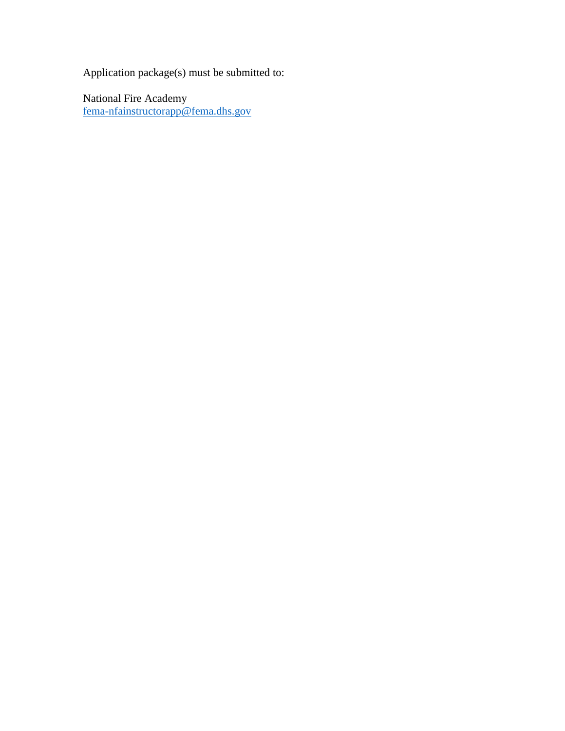Application package(s) must be submitted to:

National Fire Academy
fema-nfainstructorapp@fema.dhs.gov